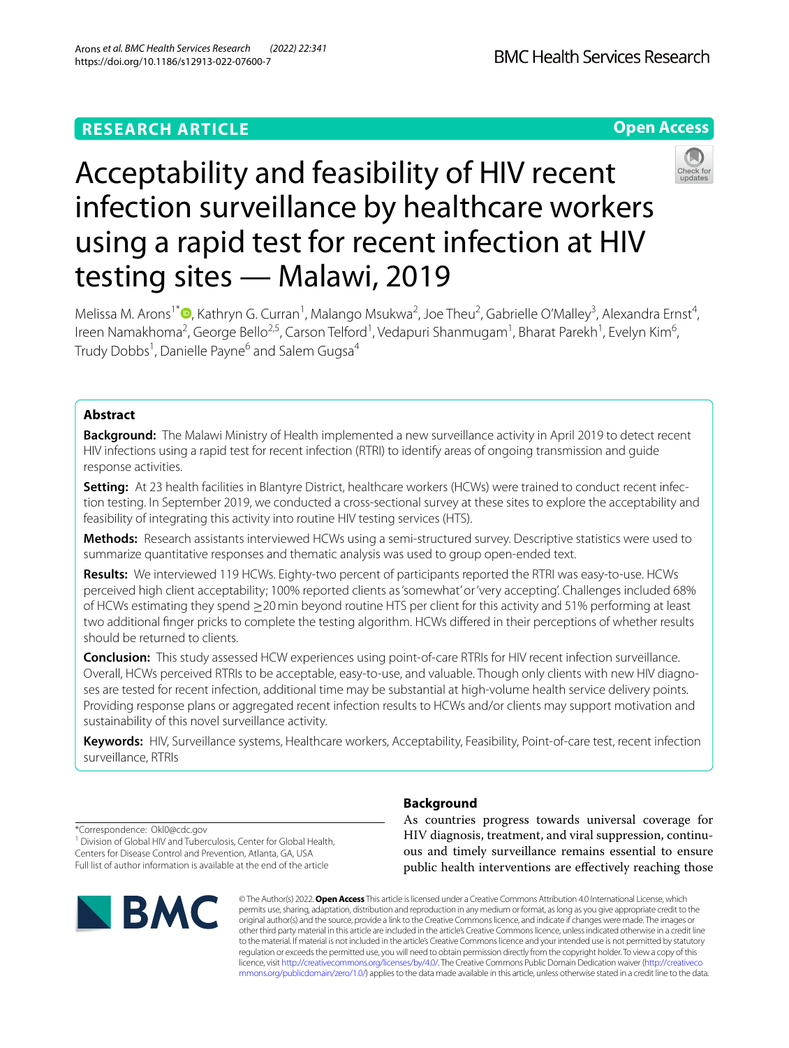RESEARCH ARTICLE

Open Access

# Acceptability and feasibility of HIV recent infection surveillance by healthcare workers using a rapid test for recent infection at HIV testing sites — Malawi, 2019

Melissa M. Arons[1*], Kathryn G. Curran[1], Malango Msukwa[2], Joe Theu[2], Gabrielle O'Malley[3], Alexandra Ernst[4], Ireen Namakhoma[2], George Bello[2,5], Carson Telford[1], Vedapuri Shanmugam[1], Bharat Parekh[1], Evelyn Kim[6], Trudy Dobbs[1], Danielle Payne[6] and Salem Gugsa[4]

## Abstract

**Background:** The Malawi Ministry of Health implemented a new surveillance activity in April 2019 to detect recent HIV infections using a rapid test for recent infection (RTRI) to identify areas of ongoing transmission and guide response activities.

**Setting:** At 23 health facilities in Blantyre District, healthcare workers (HCWs) were trained to conduct recent infection testing. In September 2019, we conducted a cross-sectional survey at these sites to explore the acceptability and feasibility of integrating this activity into routine HIV testing services (HTS).

**Methods:** Research assistants interviewed HCWs using a semi-structured survey. Descriptive statistics were used to summarize quantitative responses and thematic analysis was used to group open-ended text.

**Results:** We interviewed 119 HCWs. Eighty-two percent of participants reported the RTRI was easy-to-use. HCWs perceived high client acceptability; 100% reported clients as 'somewhat' or 'very accepting'. Challenges included 68% of HCWs estimating they spend ≥20 min beyond routine HTS per client for this activity and 51% performing at least two additional finger pricks to complete the testing algorithm. HCWs differed in their perceptions of whether results should be returned to clients.

**Conclusion:** This study assessed HCW experiences using point-of-care RTRIs for HIV recent infection surveillance. Overall, HCWs perceived RTRIs to be acceptable, easy-to-use, and valuable. Though only clients with new HIV diagnoses are tested for recent infection, additional time may be substantial at high-volume health service delivery points. Providing response plans or aggregated recent infection results to HCWs and/or clients may support motivation and sustainability of this novel surveillance activity.

**Keywords:** HIV, Surveillance systems, Healthcare workers, Acceptability, Feasibility, Point-of-care test, recent infection surveillance, RTRIs

*Correspondence: Okl0@cdc.gov

[1] Division of Global HIV and Tuberculosis, Center for Global Health, Centers for Disease Control and Prevention, Atlanta, GA, USA

Full list of author information is available at the end of the article

## Background

As countries progress towards universal coverage for HIV diagnosis, treatment, and viral suppression, continuous and timely surveillance remains essential to ensure public health interventions are effectively reaching those

© The Author(s) 2022. **Open Access** This article is licensed under a Creative Commons Attribution 4.0 International License, which permits use, sharing, adaptation, distribution and reproduction in any medium or format, as long as you give appropriate credit to the original author(s) and the source, provide a link to the Creative Commons licence, and indicate if changes were made. The images or other third party material in this article are included in the article's Creative Commons licence, unless indicated otherwise in a credit line to the material. If material is not included in the article's Creative Commons licence and your intended use is not permitted by statutory regulation or exceeds the permitted use, you will need to obtain permission directly from the copyright holder. To view a copy of this licence, visit http://creativecommons.org/licenses/by/4.0/. The Creative Commons Public Domain Dedication waiver (http://creativecommons.org/publicdomain/zero/1.0/) applies to the data made available in this article, unless otherwise stated in a credit line to the data.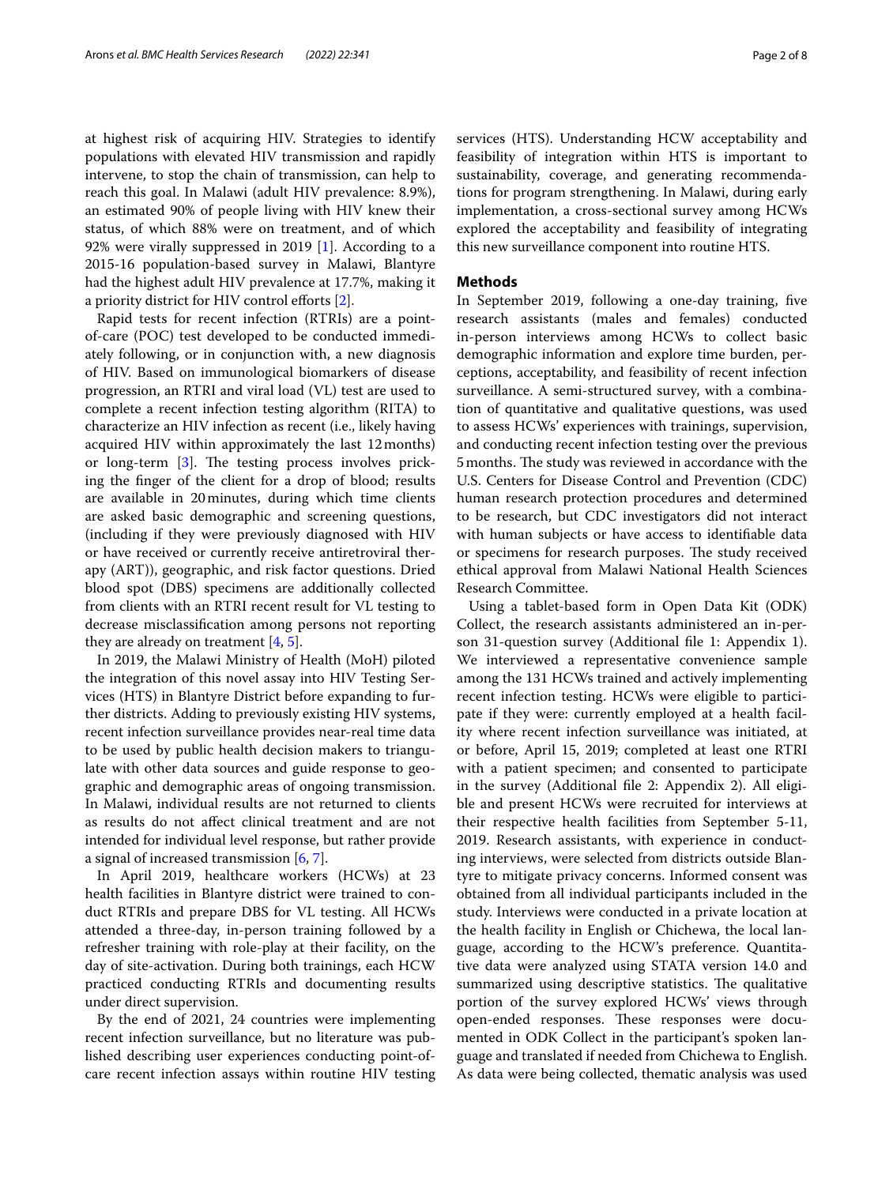at highest risk of acquiring HIV. Strategies to identify populations with elevated HIV transmission and rapidly intervene, to stop the chain of transmission, can help to reach this goal. In Malawi (adult HIV prevalence: 8.9%), an estimated 90% of people living with HIV knew their status, of which 88% were on treatment, and of which 92% were virally suppressed in 2019 [1]. According to a 2015-16 population-based survey in Malawi, Blantyre had the highest adult HIV prevalence at 17.7%, making it a priority district for HIV control efforts [2].

Rapid tests for recent infection (RTRIs) are a point-of-care (POC) test developed to be conducted immediately following, or in conjunction with, a new diagnosis of HIV. Based on immunological biomarkers of disease progression, an RTRI and viral load (VL) test are used to complete a recent infection testing algorithm (RITA) to characterize an HIV infection as recent (i.e., likely having acquired HIV within approximately the last 12 months) or long-term [3]. The testing process involves pricking the finger of the client for a drop of blood; results are available in 20 minutes, during which time clients are asked basic demographic and screening questions, (including if they were previously diagnosed with HIV or have received or currently receive antiretroviral therapy (ART)), geographic, and risk factor questions. Dried blood spot (DBS) specimens are additionally collected from clients with an RTRI recent result for VL testing to decrease misclassification among persons not reporting they are already on treatment [4, 5].

In 2019, the Malawi Ministry of Health (MoH) piloted the integration of this novel assay into HIV Testing Services (HTS) in Blantyre District before expanding to further districts. Adding to previously existing HIV systems, recent infection surveillance provides near-real time data to be used by public health decision makers to triangulate with other data sources and guide response to geographic and demographic areas of ongoing transmission. In Malawi, individual results are not returned to clients as results do not affect clinical treatment and are not intended for individual level response, but rather provide a signal of increased transmission [6, 7].

In April 2019, healthcare workers (HCWs) at 23 health facilities in Blantyre district were trained to conduct RTRIs and prepare DBS for VL testing. All HCWs attended a three-day, in-person training followed by a refresher training with role-play at their facility, on the day of site-activation. During both trainings, each HCW practiced conducting RTRIs and documenting results under direct supervision.

By the end of 2021, 24 countries were implementing recent infection surveillance, but no literature was published describing user experiences conducting point-of-care recent infection assays within routine HIV testing services (HTS). Understanding HCW acceptability and feasibility of integration within HTS is important to sustainability, coverage, and generating recommendations for program strengthening. In Malawi, during early implementation, a cross-sectional survey among HCWs explored the acceptability and feasibility of integrating this new surveillance component into routine HTS.

## Methods

In September 2019, following a one-day training, five research assistants (males and females) conducted in-person interviews among HCWs to collect basic demographic information and explore time burden, perceptions, acceptability, and feasibility of recent infection surveillance. A semi-structured survey, with a combination of quantitative and qualitative questions, was used to assess HCWs' experiences with trainings, supervision, and conducting recent infection testing over the previous 5 months. The study was reviewed in accordance with the U.S. Centers for Disease Control and Prevention (CDC) human research protection procedures and determined to be research, but CDC investigators did not interact with human subjects or have access to identifiable data or specimens for research purposes. The study received ethical approval from Malawi National Health Sciences Research Committee.

Using a tablet-based form in Open Data Kit (ODK) Collect, the research assistants administered an in-person 31-question survey (Additional file 1: Appendix 1). We interviewed a representative convenience sample among the 131 HCWs trained and actively implementing recent infection testing. HCWs were eligible to participate if they were: currently employed at a health facility where recent infection surveillance was initiated, at or before, April 15, 2019; completed at least one RTRI with a patient specimen; and consented to participate in the survey (Additional file 2: Appendix 2). All eligible and present HCWs were recruited for interviews at their respective health facilities from September 5-11, 2019. Research assistants, with experience in conducting interviews, were selected from districts outside Blantyre to mitigate privacy concerns. Informed consent was obtained from all individual participants included in the study. Interviews were conducted in a private location at the health facility in English or Chichewa, the local language, according to the HCW's preference. Quantitative data were analyzed using STATA version 14.0 and summarized using descriptive statistics. The qualitative portion of the survey explored HCWs' views through open-ended responses. These responses were documented in ODK Collect in the participant's spoken language and translated if needed from Chichewa to English. As data were being collected, thematic analysis was used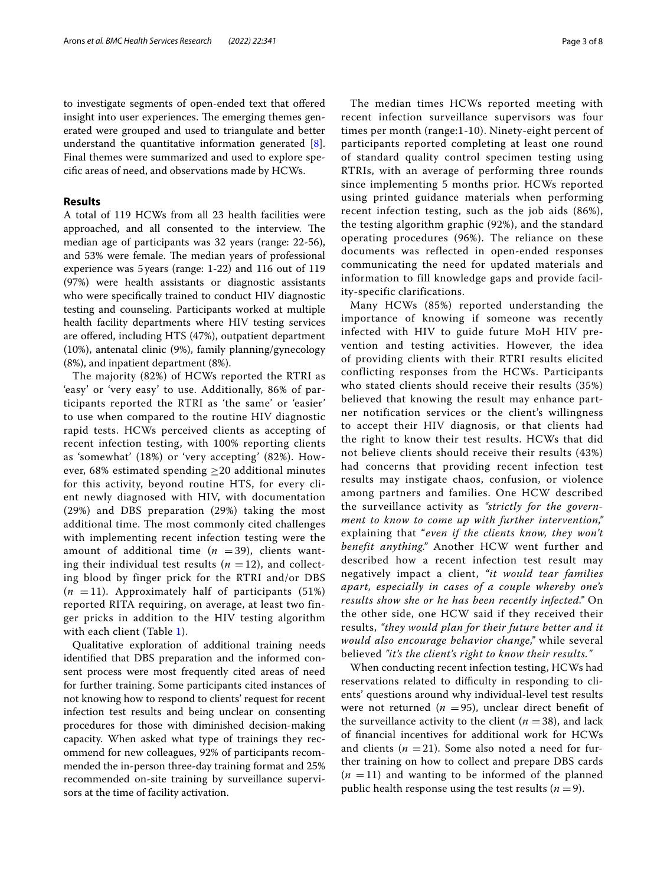to investigate segments of open-ended text that offered insight into user experiences. The emerging themes generated were grouped and used to triangulate and better understand the quantitative information generated [8]. Final themes were summarized and used to explore specific areas of need, and observations made by HCWs.

## Results

A total of 119 HCWs from all 23 health facilities were approached, and all consented to the interview. The median age of participants was 32 years (range: 22-56), and 53% were female. The median years of professional experience was 5 years (range: 1-22) and 116 out of 119 (97%) were health assistants or diagnostic assistants who were specifically trained to conduct HIV diagnostic testing and counseling. Participants worked at multiple health facility departments where HIV testing services are offered, including HTS (47%), outpatient department (10%), antenatal clinic (9%), family planning/gynecology (8%), and inpatient department (8%).

The majority (82%) of HCWs reported the RTRI as 'easy' or 'very easy' to use. Additionally, 86% of participants reported the RTRI as 'the same' or 'easier' to use when compared to the routine HIV diagnostic rapid tests. HCWs perceived clients as accepting of recent infection testing, with 100% reporting clients as 'somewhat' (18%) or 'very accepting' (82%). However, 68% estimated spending $\geq$20 additional minutes for this activity, beyond routine HTS, for every client newly diagnosed with HIV, with documentation (29%) and DBS preparation (29%) taking the most additional time. The most commonly cited challenges with implementing recent infection testing were the amount of additional time ($n$ = 39), clients wanting their individual test results ($n$ = 12), and collecting blood by finger prick for the RTRI and/or DBS ($n$ = 11). Approximately half of participants (51%) reported RITA requiring, on average, at least two finger pricks in addition to the HIV testing algorithm with each client (Table 1).

Qualitative exploration of additional training needs identified that DBS preparation and the informed consent process were most frequently cited areas of need for further training. Some participants cited instances of not knowing how to respond to clients' request for recent infection test results and being unclear on consenting procedures for those with diminished decision-making capacity. When asked what type of trainings they recommend for new colleagues, 92% of participants recommended the in-person three-day training format and 25% recommended on-site training by surveillance supervisors at the time of facility activation.

The median times HCWs reported meeting with recent infection surveillance supervisors was four times per month (range:1-10). Ninety-eight percent of participants reported completing at least one round of standard quality control specimen testing using RTRIs, with an average of performing three rounds since implementing 5 months prior. HCWs reported using printed guidance materials when performing recent infection testing, such as the job aids (86%), the testing algorithm graphic (92%), and the standard operating procedures (96%). The reliance on these documents was reflected in open-ended responses communicating the need for updated materials and information to fill knowledge gaps and provide facility-specific clarifications.

Many HCWs (85%) reported understanding the importance of knowing if someone was recently infected with HIV to guide future MoH HIV prevention and testing activities. However, the idea of providing clients with their RTRI results elicited conflicting responses from the HCWs. Participants who stated clients should receive their results (35%) believed that knowing the result may enhance partner notification services or the client's willingness to accept their HIV diagnosis, or that clients had the right to know their test results. HCWs that did not believe clients should receive their results (43%) had concerns that providing recent infection test results may instigate chaos, confusion, or violence among partners and families. One HCW described the surveillance activity as *"strictly for the government to know to come up with further intervention,"* explaining that "*even if the clients know, they won't benefit anything*." Another HCW went further and described how a recent infection test result may negatively impact a client, *"it would tear families apart, especially in cases of a couple whereby one's results show she or he has been recently infected."* On the other side, one HCW said if they received their results, *"they would plan for their future better and it would also encourage behavior change,"* while several believed *"it's the client's right to know their results."*

When conducting recent infection testing, HCWs had reservations related to difficulty in responding to clients' questions around why individual-level test results were not returned ($n$ = 95), unclear direct benefit of the surveillance activity to the client ($n$ = 38), and lack of financial incentives for additional work for HCWs and clients ($n$ = 21). Some also noted a need for further training on how to collect and prepare DBS cards ($n$ = 11) and wanting to be informed of the planned public health response using the test results ($n$ = 9).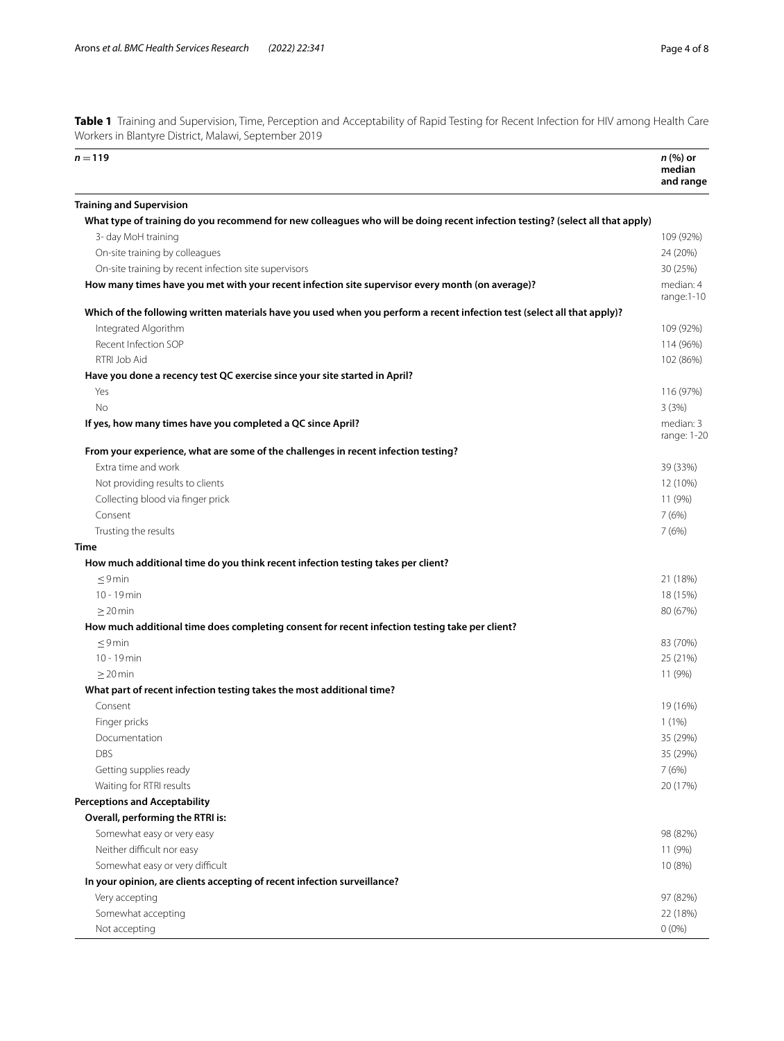**Table 1** Training and Supervision, Time, Perception and Acceptability of Rapid Testing for Recent Infection for HIV among Health Care Workers in Blantyre District, Malawi, September 2019

| *n* = 119 | *n* (%) or median and range |
|---|---|
| **Training and Supervision** | |
| **What type of training do you recommend for new colleagues who will be doing recent infection testing? (select all that apply)** | |
| 3- day MoH training | 109 (92%) |
| On-site training by colleagues | 24 (20%) |
| On-site training by recent infection site supervisors | 30 (25%) |
| **How many times have you met with your recent infection site supervisor every month (on average)?** | median: 4 range:1-10 |
| **Which of the following written materials have you used when you perform a recent infection test (select all that apply)?** | |
| Integrated Algorithm | 109 (92%) |
| Recent Infection SOP | 114 (96%) |
| RTRI Job Aid | 102 (86%) |
| **Have you done a recency test QC exercise since your site started in April?** | |
| Yes | 116 (97%) |
| No | 3 (3%) |
| **If yes, how many times have you completed a QC since April?** | median: 3 range: 1-20 |
| **From your experience, what are some of the challenges in recent infection testing?** | |
| Extra time and work | 39 (33%) |
| Not providing results to clients | 12 (10%) |
| Collecting blood via finger prick | 11 (9%) |
| Consent | 7 (6%) |
| Trusting the results | 7 (6%) |
| **Time** | |
| **How much additional time do you think recent infection testing takes per client?** | |
| ≤ 9 min | 21 (18%) |
| 10 - 19 min | 18 (15%) |
| ≥ 20 min | 80 (67%) |
| **How much additional time does completing consent for recent infection testing take per client?** | |
| ≤ 9 min | 83 (70%) |
| 10 - 19 min | 25 (21%) |
| ≥ 20 min | 11 (9%) |
| **What part of recent infection testing takes the most additional time?** | |
| Consent | 19 (16%) |
| Finger pricks | 1 (1%) |
| Documentation | 35 (29%) |
| DBS | 35 (29%) |
| Getting supplies ready | 7 (6%) |
| Waiting for RTRI results | 20 (17%) |
| **Perceptions and Acceptability** | |
| **Overall, performing the RTRI is:** | |
| Somewhat easy or very easy | 98 (82%) |
| Neither difficult nor easy | 11 (9%) |
| Somewhat easy or very difficult | 10 (8%) |
| **In your opinion, are clients accepting of recent infection surveillance?** | |
| Very accepting | 97 (82%) |
| Somewhat accepting | 22 (18%) |
| Not accepting | 0 (0%) |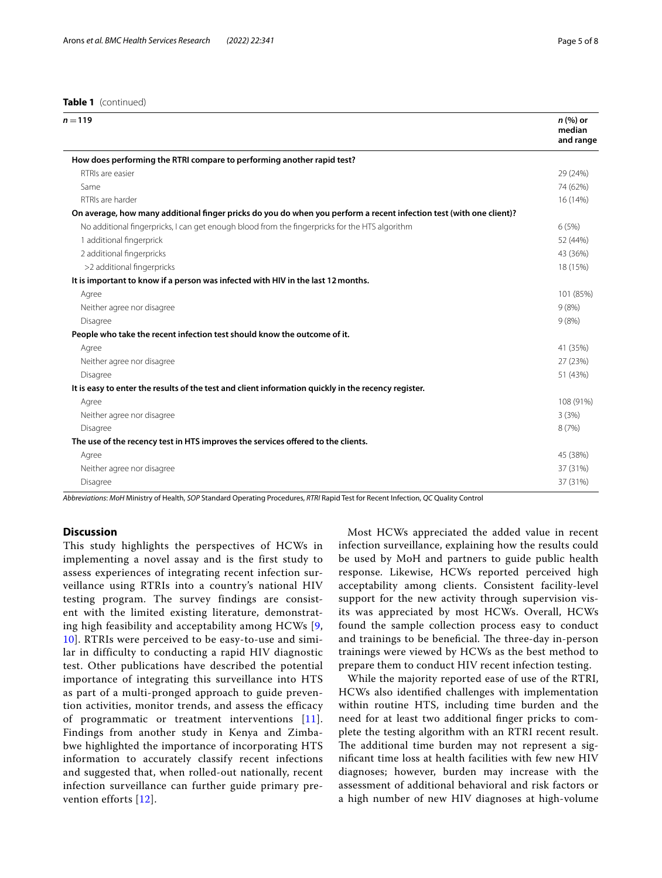**Table 1** (continued)

| $n = 119$ | n (%) or median and range |
|---|---|
| **How does performing the RTRI compare to performing another rapid test?** | |
| RTRIs are easier | 29 (24%) |
| Same | 74 (62%) |
| RTRIs are harder | 16 (14%) |
| **On average, how many additional finger pricks do you do when you perform a recent infection test (with one client)?** | |
| No additional fingerpricks, I can get enough blood from the fingerpricks for the HTS algorithm | 6 (5%) |
| 1 additional fingerprick | 52 (44%) |
| 2 additional fingerpricks | 43 (36%) |
| >2 additional fingerpricks | 18 (15%) |
| **It is important to know if a person was infected with HIV in the last 12 months.** | |
| Agree | 101 (85%) |
| Neither agree nor disagree | 9 (8%) |
| Disagree | 9 (8%) |
| **People who take the recent infection test should know the outcome of it.** | |
| Agree | 41 (35%) |
| Neither agree nor disagree | 27 (23%) |
| Disagree | 51 (43%) |
| **It is easy to enter the results of the test and client information quickly in the recency register.** | |
| Agree | 108 (91%) |
| Neither agree nor disagree | 3 (3%) |
| Disagree | 8 (7%) |
| **The use of the recency test in HTS improves the services offered to the clients.** | |
| Agree | 45 (38%) |
| Neither agree nor disagree | 37 (31%) |
| Disagree | 37 (31%) |

*Abbreviations*: *MoH* Ministry of Health, *SOP* Standard Operating Procedures, *RTRI* Rapid Test for Recent Infection, *QC* Quality Control

## Discussion

This study highlights the perspectives of HCWs in implementing a novel assay and is the first study to assess experiences of integrating recent infection surveillance using RTRIs into a country's national HIV testing program. The survey findings are consistent with the limited existing literature, demonstrating high feasibility and acceptability among HCWs [9, 10]. RTRIs were perceived to be easy-to-use and similar in difficulty to conducting a rapid HIV diagnostic test. Other publications have described the potential importance of integrating this surveillance into HTS as part of a multi-pronged approach to guide prevention activities, monitor trends, and assess the efficacy of programmatic or treatment interventions [11]. Findings from another study in Kenya and Zimbabwe highlighted the importance of incorporating HTS information to accurately classify recent infections and suggested that, when rolled-out nationally, recent infection surveillance can further guide primary prevention efforts [12].

Most HCWs appreciated the added value in recent infection surveillance, explaining how the results could be used by MoH and partners to guide public health response. Likewise, HCWs reported perceived high acceptability among clients. Consistent facility-level support for the new activity through supervision visits was appreciated by most HCWs. Overall, HCWs found the sample collection process easy to conduct and trainings to be beneficial. The three-day in-person trainings were viewed by HCWs as the best method to prepare them to conduct HIV recent infection testing.

While the majority reported ease of use of the RTRI, HCWs also identified challenges with implementation within routine HTS, including time burden and the need for at least two additional finger pricks to complete the testing algorithm with an RTRI recent result. The additional time burden may not represent a significant time loss at health facilities with few new HIV diagnoses; however, burden may increase with the assessment of additional behavioral and risk factors or a high number of new HIV diagnoses at high-volume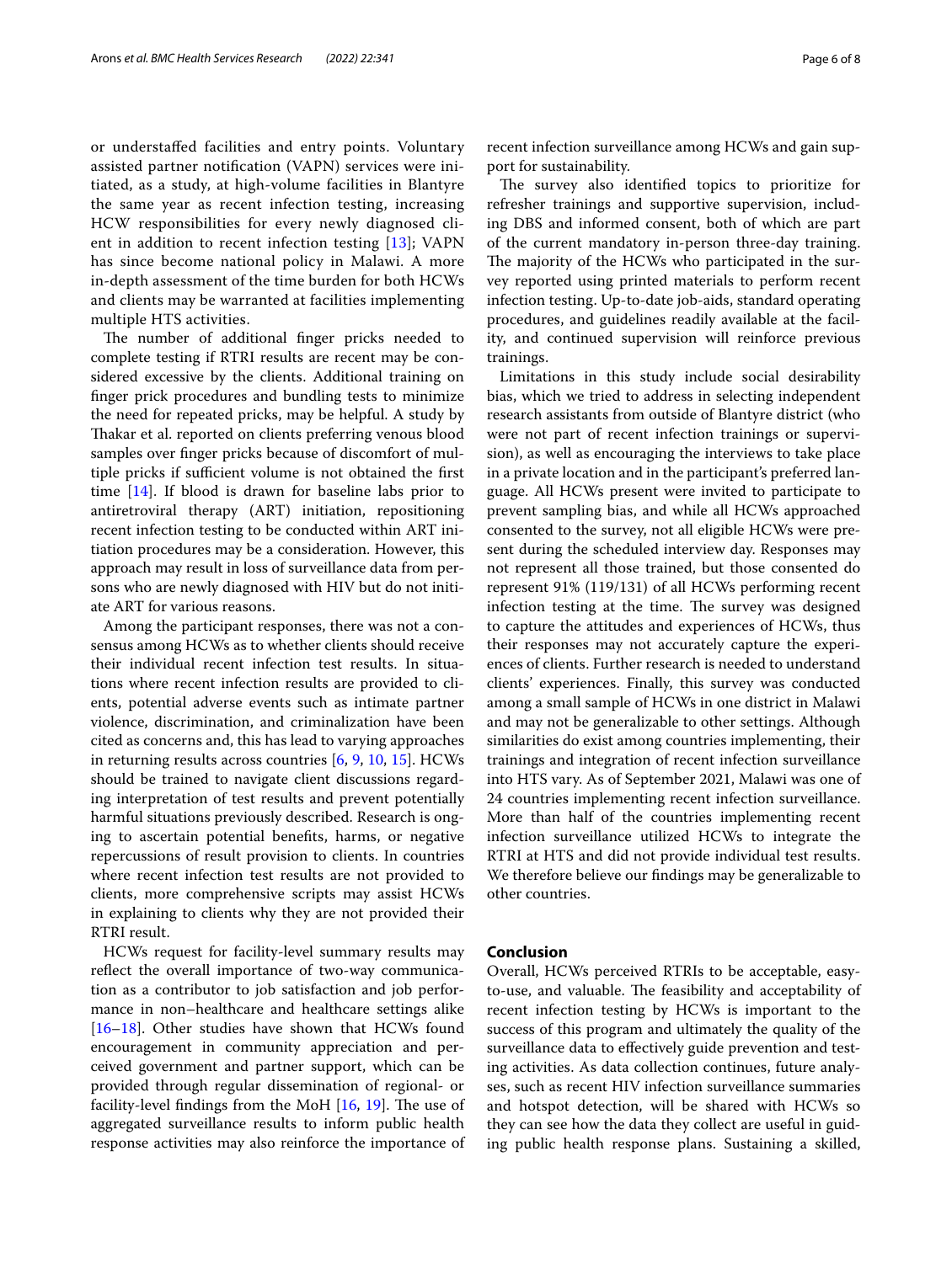or understaffed facilities and entry points. Voluntary assisted partner notification (VAPN) services were initiated, as a study, at high-volume facilities in Blantyre the same year as recent infection testing, increasing HCW responsibilities for every newly diagnosed client in addition to recent infection testing [13]; VAPN has since become national policy in Malawi. A more in-depth assessment of the time burden for both HCWs and clients may be warranted at facilities implementing multiple HTS activities.

The number of additional finger pricks needed to complete testing if RTRI results are recent may be considered excessive by the clients. Additional training on finger prick procedures and bundling tests to minimize the need for repeated pricks, may be helpful. A study by Thakar et al. reported on clients preferring venous blood samples over finger pricks because of discomfort of multiple pricks if sufficient volume is not obtained the first time [14]. If blood is drawn for baseline labs prior to antiretroviral therapy (ART) initiation, repositioning recent infection testing to be conducted within ART initiation procedures may be a consideration. However, this approach may result in loss of surveillance data from persons who are newly diagnosed with HIV but do not initiate ART for various reasons.

Among the participant responses, there was not a consensus among HCWs as to whether clients should receive their individual recent infection test results. In situations where recent infection results are provided to clients, potential adverse events such as intimate partner violence, discrimination, and criminalization have been cited as concerns and, this has lead to varying approaches in returning results across countries [6, 9, 10, 15]. HCWs should be trained to navigate client discussions regarding interpretation of test results and prevent potentially harmful situations previously described. Research is ongoing to ascertain potential benefits, harms, or negative repercussions of result provision to clients. In countries where recent infection test results are not provided to clients, more comprehensive scripts may assist HCWs in explaining to clients why they are not provided their RTRI result.

HCWs request for facility-level summary results may reflect the overall importance of two-way communication as a contributor to job satisfaction and job performance in non–healthcare and healthcare settings alike [16–18]. Other studies have shown that HCWs found encouragement in community appreciation and perceived government and partner support, which can be provided through regular dissemination of regional- or facility-level findings from the MoH [16, 19]. The use of aggregated surveillance results to inform public health response activities may also reinforce the importance of recent infection surveillance among HCWs and gain support for sustainability.

The survey also identified topics to prioritize for refresher trainings and supportive supervision, including DBS and informed consent, both of which are part of the current mandatory in-person three-day training. The majority of the HCWs who participated in the survey reported using printed materials to perform recent infection testing. Up-to-date job-aids, standard operating procedures, and guidelines readily available at the facility, and continued supervision will reinforce previous trainings.

Limitations in this study include social desirability bias, which we tried to address in selecting independent research assistants from outside of Blantyre district (who were not part of recent infection trainings or supervision), as well as encouraging the interviews to take place in a private location and in the participant's preferred language. All HCWs present were invited to participate to prevent sampling bias, and while all HCWs approached consented to the survey, not all eligible HCWs were present during the scheduled interview day. Responses may not represent all those trained, but those consented do represent 91% (119/131) of all HCWs performing recent infection testing at the time. The survey was designed to capture the attitudes and experiences of HCWs, thus their responses may not accurately capture the experiences of clients. Further research is needed to understand clients' experiences. Finally, this survey was conducted among a small sample of HCWs in one district in Malawi and may not be generalizable to other settings. Although similarities do exist among countries implementing, their trainings and integration of recent infection surveillance into HTS vary. As of September 2021, Malawi was one of 24 countries implementing recent infection surveillance. More than half of the countries implementing recent infection surveillance utilized HCWs to integrate the RTRI at HTS and did not provide individual test results. We therefore believe our findings may be generalizable to other countries.

## Conclusion

Overall, HCWs perceived RTRIs to be acceptable, easy-to-use, and valuable. The feasibility and acceptability of recent infection testing by HCWs is important to the success of this program and ultimately the quality of the surveillance data to effectively guide prevention and testing activities. As data collection continues, future analyses, such as recent HIV infection surveillance summaries and hotspot detection, will be shared with HCWs so they can see how the data they collect are useful in guiding public health response plans. Sustaining a skilled,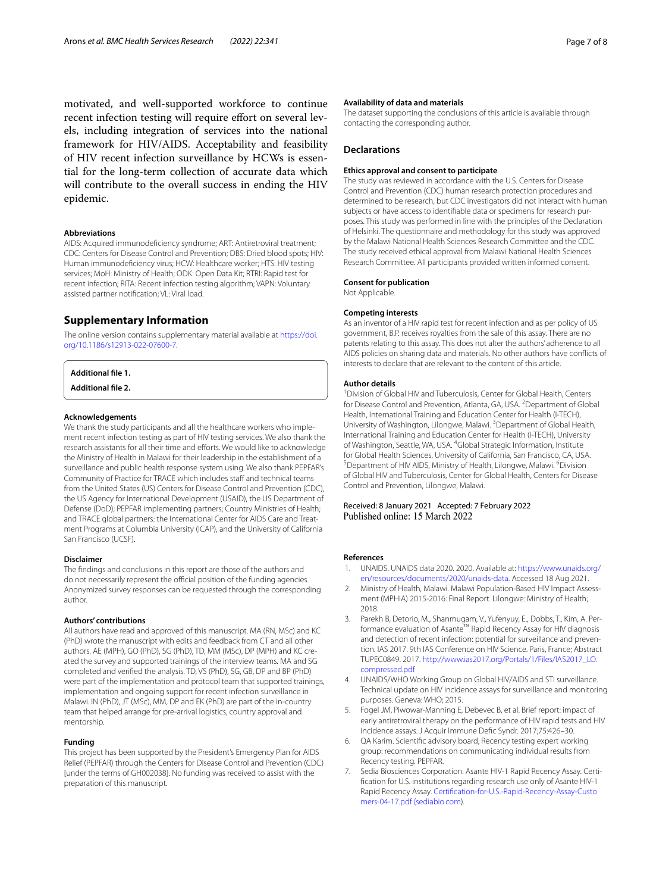motivated, and well-supported workforce to continue recent infection testing will require effort on several levels, including integration of services into the national framework for HIV/AIDS. Acceptability and feasibility of HIV recent infection surveillance by HCWs is essential for the long-term collection of accurate data which will contribute to the overall success in ending the HIV epidemic.

#### Abbreviations

AIDS: Acquired immunodeficiency syndrome; ART: Antiretroviral treatment; CDC: Centers for Disease Control and Prevention; DBS: Dried blood spots; HIV: Human immunodeficiency virus; HCW: Healthcare worker; HTS: HIV testing services; MoH: Ministry of Health; ODK: Open Data Kit; RTRI: Rapid test for recent infection; RITA: Recent infection testing algorithm; VAPN: Voluntary assisted partner notification; VL: Viral load.

## Supplementary Information

The online version contains supplementary material available at https://doi.org/10.1186/s12913-022-07600-7.

**Additional file 1.**

**Additional file 2.**

#### Acknowledgements

We thank the study participants and all the healthcare workers who implement recent infection testing as part of HIV testing services. We also thank the research assistants for all their time and efforts. We would like to acknowledge the Ministry of Health in Malawi for their leadership in the establishment of a surveillance and public health response system using. We also thank PEPFAR's Community of Practice for TRACE which includes staff and technical teams from the United States (US) Centers for Disease Control and Prevention (CDC), the US Agency for International Development (USAID), the US Department of Defense (DoD); PEPFAR implementing partners; Country Ministries of Health; and TRACE global partners: the International Center for AIDS Care and Treatment Programs at Columbia University (ICAP), and the University of California San Francisco (UCSF).

#### Disclaimer

The findings and conclusions in this report are those of the authors and do not necessarily represent the official position of the funding agencies. Anonymized survey responses can be requested through the corresponding author.

#### Authors' contributions

All authors have read and approved of this manuscript. MA (RN, MSc) and KC (PhD) wrote the manuscript with edits and feedback from CT and all other authors. AE (MPH), GO (PhD), SG (PhD), TD, MM (MSc), DP (MPH) and KC created the survey and supported trainings of the interview teams. MA and SG completed and verified the analysis. TD, VS (PhD), SG, GB, DP and BP (PhD) were part of the implementation and protocol team that supported trainings, implementation and ongoing support for recent infection surveillance in Malawi. IN (PhD), JT (MSc), MM, DP and EK (PhD) are part of the in-country team that helped arrange for pre-arrival logistics, country approval and mentorship.

#### Funding

This project has been supported by the President's Emergency Plan for AIDS Relief (PEPFAR) through the Centers for Disease Control and Prevention (CDC) [under the terms of GH002038]. No funding was received to assist with the preparation of this manuscript.

#### Availability of data and materials

The dataset supporting the conclusions of this article is available through contacting the corresponding author.

## Declarations

#### Ethics approval and consent to participate

The study was reviewed in accordance with the U.S. Centers for Disease Control and Prevention (CDC) human research protection procedures and determined to be research, but CDC investigators did not interact with human subjects or have access to identifiable data or specimens for research purposes. This study was performed in line with the principles of the Declaration of Helsinki. The questionnaire and methodology for this study was approved by the Malawi National Health Sciences Research Committee and the CDC. The study received ethical approval from Malawi National Health Sciences Research Committee. All participants provided written informed consent.

#### Consent for publication

Not Applicable.

#### Competing interests

As an inventor of a HIV rapid test for recent infection and as per policy of US government, B.P. receives royalties from the sale of this assay. There are no patents relating to this assay. This does not alter the authors' adherence to all AIDS policies on sharing data and materials. No other authors have conflicts of interests to declare that are relevant to the content of this article.

#### Author details

[1]Division of Global HIV and Tuberculosis, Center for Global Health, Centers for Disease Control and Prevention, Atlanta, GA, USA. [2]Department of Global Health, International Training and Education Center for Health (I-TECH), University of Washington, Lilongwe, Malawi. [3]Department of Global Health, International Training and Education Center for Health (I-TECH), University of Washington, Seattle, WA, USA. [4]Global Strategic Information, Institute for Global Health Sciences, University of California, San Francisco, CA, USA. [5]Department of HIV AIDS, Ministry of Health, Lilongwe, Malawi. [6]Division of Global HIV and Tuberculosis, Center for Global Health, Centers for Disease Control and Prevention, Lilongwe, Malawi.

Received: 8 January 2021   Accepted: 7 February 2022
Published online: 15 March 2022

#### References

1. UNAIDS. UNAIDS data 2020. 2020. Available at: https://www.unaids.org/en/resources/documents/2020/unaids-data. Accessed 18 Aug 2021.
2. Ministry of Health, Malawi. Malawi Population-Based HIV Impact Assessment (MPHIA) 2015-2016: Final Report. Lilongwe: Ministry of Health; 2018.
3. Parekh B, Detorio, M., Shanmugam, V., Yufenyuy, E., Dobbs, T., Kim, A. Performance evaluation of Asante™ Rapid Recency Assay for HIV diagnosis and detection of recent infection: potential for surveillance and prevention. IAS 2017. 9th IAS Conference on HIV Science. Paris, France; Abstract TUPEC0849. 2017. http://www.ias2017.org/Portals/1/Files/IAS2017_LO.compressed.pdf
4. UNAIDS/WHO Working Group on Global HIV/AIDS and STI surveillance. Technical update on HIV incidence assays for surveillance and monitoring purposes. Geneva: WHO; 2015.
5. Fogel JM, Piwowar-Manning E, Debevec B, et al. Brief report: impact of early antiretroviral therapy on the performance of HIV rapid tests and HIV incidence assays. J Acquir Immune Defic Syndr. 2017;75:426–30.
6. QA Karim. Scientific advisory board, Recency testing expert working group: recommendations on communicating individual results from Recency testing. PEPFAR.
7. Sedia Biosciences Corporation. Asante HIV-1 Rapid Recency Assay. Certification for U.S. institutions regarding research use only of Asante HIV-1 Rapid Recency Assay. Certification-for-U.S.-Rapid-Recency-Assay-Customers-04-17.pdf (sediabio.com).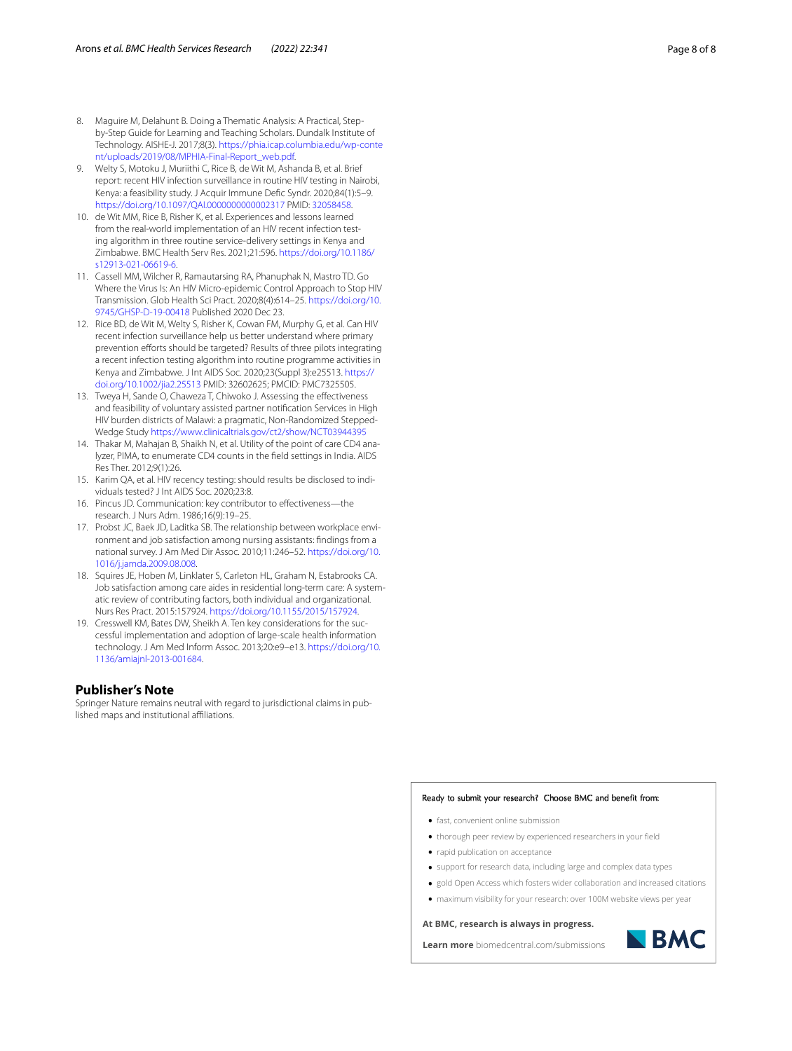8. Maguire M, Delahunt B. Doing a Thematic Analysis: A Practical, Step-by-Step Guide for Learning and Teaching Scholars. Dundalk Institute of Technology. AISHE-J. 2017;8(3). https://phia.icap.columbia.edu/wp-content/uploads/2019/08/MPHIA-Final-Report_web.pdf.
9. Welty S, Motoku J, Muriithi C, Rice B, de Wit M, Ashanda B, et al. Brief report: recent HIV infection surveillance in routine HIV testing in Nairobi, Kenya: a feasibility study. J Acquir Immune Defic Syndr. 2020;84(1):5–9. https://doi.org/10.1097/QAI.0000000000002317 PMID: 32058458.
10. de Wit MM, Rice B, Risher K, et al. Experiences and lessons learned from the real-world implementation of an HIV recent infection testing algorithm in three routine service-delivery settings in Kenya and Zimbabwe. BMC Health Serv Res. 2021;21:596. https://doi.org/10.1186/s12913-021-06619-6.
11. Cassell MM, Wilcher R, Ramautarsing RA, Phanuphak N, Mastro TD. Go Where the Virus Is: An HIV Micro-epidemic Control Approach to Stop HIV Transmission. Glob Health Sci Pract. 2020;8(4):614–25. https://doi.org/10.9745/GHSP-D-19-00418 Published 2020 Dec 23.
12. Rice BD, de Wit M, Welty S, Risher K, Cowan FM, Murphy G, et al. Can HIV recent infection surveillance help us better understand where primary prevention efforts should be targeted? Results of three pilots integrating a recent infection testing algorithm into routine programme activities in Kenya and Zimbabwe. J Int AIDS Soc. 2020;23(Suppl 3):e25513. https://doi.org/10.1002/jia2.25513 PMID: 32602625; PMCID: PMC7325505.
13. Tweya H, Sande O, Chaweza T, Chiwoko J. Assessing the effectiveness and feasibility of voluntary assisted partner notification Services in High HIV burden districts of Malawi: a pragmatic, Non-Randomized Stepped-Wedge Study https://www.clinicaltrials.gov/ct2/show/NCT03944395
14. Thakar M, Mahajan B, Shaikh N, et al. Utility of the point of care CD4 analyzer, PIMA, to enumerate CD4 counts in the field settings in India. AIDS Res Ther. 2012;9(1):26.
15. Karim QA, et al. HIV recency testing: should results be disclosed to individuals tested? J Int AIDS Soc. 2020;23:8.
16. Pincus JD. Communication: key contributor to effectiveness—the research. J Nurs Adm. 1986;16(9):19–25.
17. Probst JC, Baek JD, Laditka SB. The relationship between workplace environment and job satisfaction among nursing assistants: findings from a national survey. J Am Med Dir Assoc. 2010;11:246–52. https://doi.org/10.1016/j.jamda.2009.08.008.
18. Squires JE, Hoben M, Linklater S, Carleton HL, Graham N, Estabrooks CA. Job satisfaction among care aides in residential long-term care: A systematic review of contributing factors, both individual and organizational. Nurs Res Pract. 2015:157924. https://doi.org/10.1155/2015/157924.
19. Cresswell KM, Bates DW, Sheikh A. Ten key considerations for the successful implementation and adoption of large-scale health information technology. J Am Med Inform Assoc. 2013;20:e9–e13. https://doi.org/10.1136/amiajnl-2013-001684.

## Publisher's Note

Springer Nature remains neutral with regard to jurisdictional claims in published maps and institutional affiliations.

Ready to submit your research? Choose BMC and benefit from:

- fast, convenient online submission
- thorough peer review by experienced researchers in your field
- rapid publication on acceptance
- support for research data, including large and complex data types
- gold Open Access which fosters wider collaboration and increased citations
- maximum visibility for your research: over 100M website views per year

**At BMC, research is always in progress.**

**Learn more** biomedcentral.com/submissions

BMC